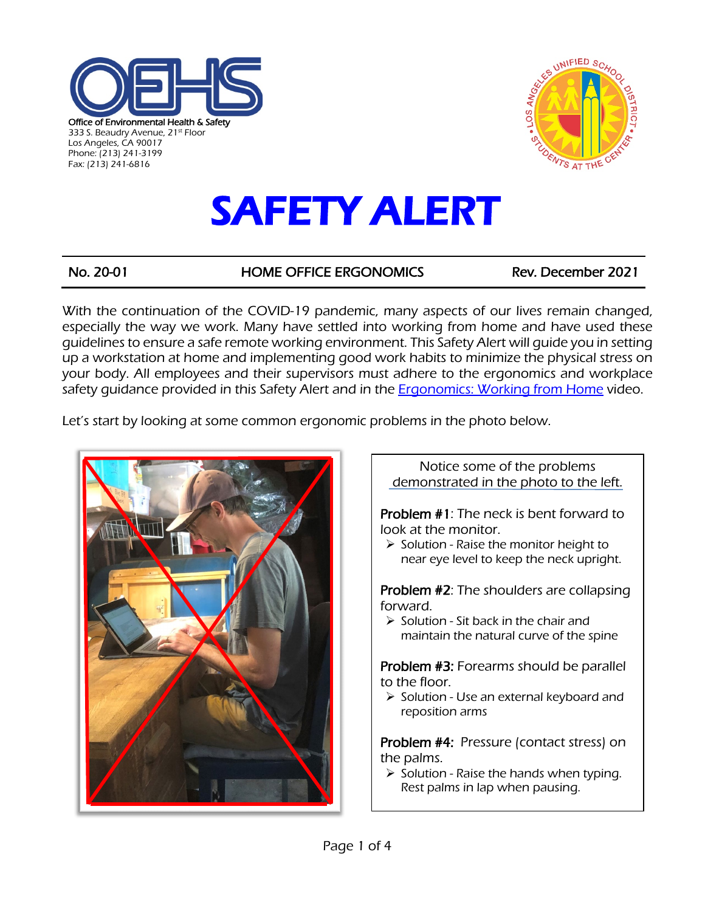**OEHS**

Office of Environmental Health & Safety
333 S. Beaudry Avenue, 21st Floor
Los Angeles, CA 90017
Phone: (213) 241-3199
Fax: (213) 241-6816

LOS ANGELES UNIFIED SCHOOL DISTRICT • STUDENTS AT THE CENTER

# SAFETY ALERT

| No. 20-01 | HOME OFFICE ERGONOMICS | Rev. December 2021 |
|---|---|---|

With the continuation of the COVID-19 pandemic, many aspects of our lives remain changed, especially the way we work. Many have settled into working from home and have used these guidelines to ensure a safe remote working environment. This Safety Alert will guide you in setting up a workstation at home and implementing good work habits to minimize the physical stress on your body. All employees and their supervisors must adhere to the ergonomics and workplace safety guidance provided in this Safety Alert and in the [Ergonomics: Working from Home]() video.

Let's start by looking at some common ergonomic problems in the photo below.

Notice some of the problems demonstrated in the photo to the left.

**Problem #1**: The neck is bent forward to look at the monitor.

- Solution - Raise the monitor height to near eye level to keep the neck upright.

**Problem #2**: The shoulders are collapsing forward.

- Solution - Sit back in the chair and maintain the natural curve of the spine

**Problem #3:** Forearms should be parallel to the floor.

- Solution - Use an external keyboard and reposition arms

**Problem #4:** Pressure (contact stress) on the palms.

- Solution - Raise the hands when typing. Rest palms in lap when pausing.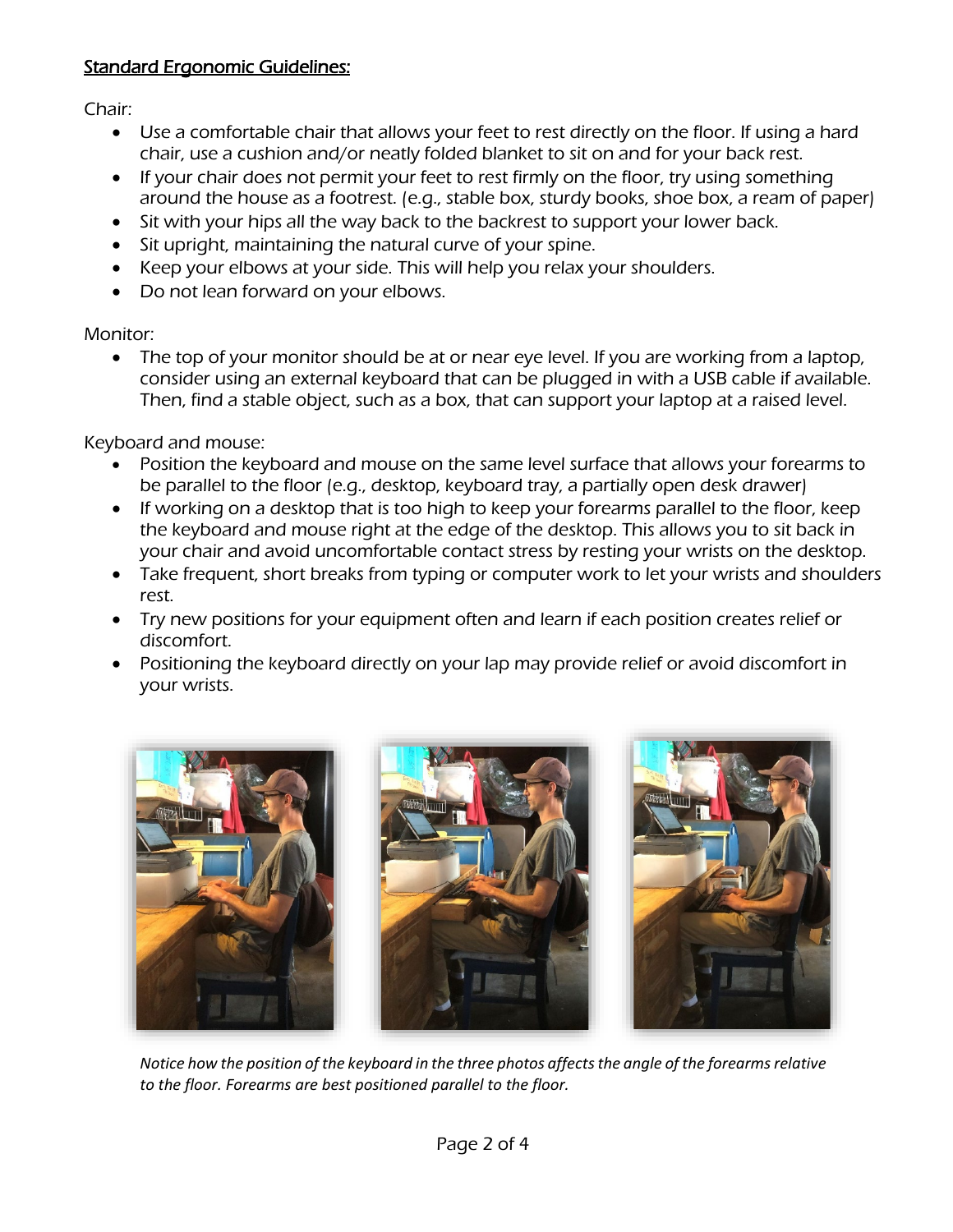## Standard Ergonomic Guidelines:

Chair:

- Use a comfortable chair that allows your feet to rest directly on the floor. If using a hard chair, use a cushion and/or neatly folded blanket to sit on and for your back rest.
- If your chair does not permit your feet to rest firmly on the floor, try using something around the house as a footrest. (e.g., stable box, sturdy books, shoe box, a ream of paper)
- Sit with your hips all the way back to the backrest to support your lower back.
- Sit upright, maintaining the natural curve of your spine.
- Keep your elbows at your side. This will help you relax your shoulders.
- Do not lean forward on your elbows.

Monitor:

- The top of your monitor should be at or near eye level. If you are working from a laptop, consider using an external keyboard that can be plugged in with a USB cable if available. Then, find a stable object, such as a box, that can support your laptop at a raised level.

Keyboard and mouse:

- Position the keyboard and mouse on the same level surface that allows your forearms to be parallel to the floor (e.g., desktop, keyboard tray, a partially open desk drawer)
- If working on a desktop that is too high to keep your forearms parallel to the floor, keep the keyboard and mouse right at the edge of the desktop. This allows you to sit back in your chair and avoid uncomfortable contact stress by resting your wrists on the desktop.
- Take frequent, short breaks from typing or computer work to let your wrists and shoulders rest.
- Try new positions for your equipment often and learn if each position creates relief or discomfort.
- Positioning the keyboard directly on your lap may provide relief or avoid discomfort in your wrists.

*Notice how the position of the keyboard in the three photos affects the angle of the forearms relative to the floor. Forearms are best positioned parallel to the floor.*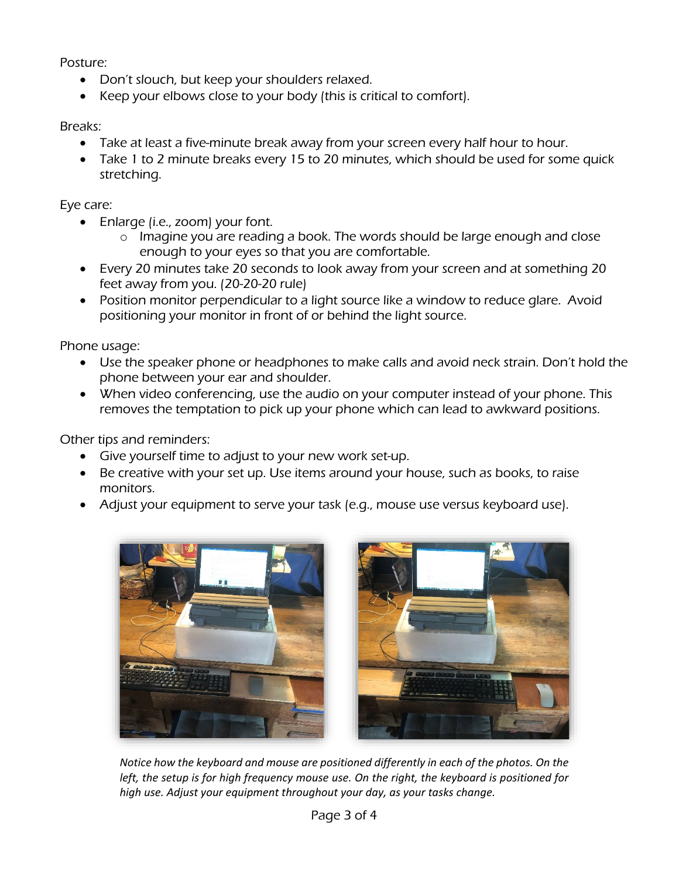Posture:

- Don't slouch, but keep your shoulders relaxed.
- Keep your elbows close to your body (this is critical to comfort).

Breaks:

- Take at least a five-minute break away from your screen every half hour to hour.
- Take 1 to 2 minute breaks every 15 to 20 minutes, which should be used for some quick stretching.

Eye care:

- Enlarge (i.e., zoom) your font.
  - Imagine you are reading a book. The words should be large enough and close enough to your eyes so that you are comfortable.
- Every 20 minutes take 20 seconds to look away from your screen and at something 20 feet away from you. (20-20-20 rule)
- Position monitor perpendicular to a light source like a window to reduce glare. Avoid positioning your monitor in front of or behind the light source.

Phone usage:

- Use the speaker phone or headphones to make calls and avoid neck strain. Don't hold the phone between your ear and shoulder.
- When video conferencing, use the audio on your computer instead of your phone. This removes the temptation to pick up your phone which can lead to awkward positions.

Other tips and reminders:

- Give yourself time to adjust to your new work set-up.
- Be creative with your set up. Use items around your house, such as books, to raise monitors.
- Adjust your equipment to serve your task (e.g., mouse use versus keyboard use).

*Notice how the keyboard and mouse are positioned differently in each of the photos. On the left, the setup is for high frequency mouse use. On the right, the keyboard is positioned for high use. Adjust your equipment throughout your day, as your tasks change.*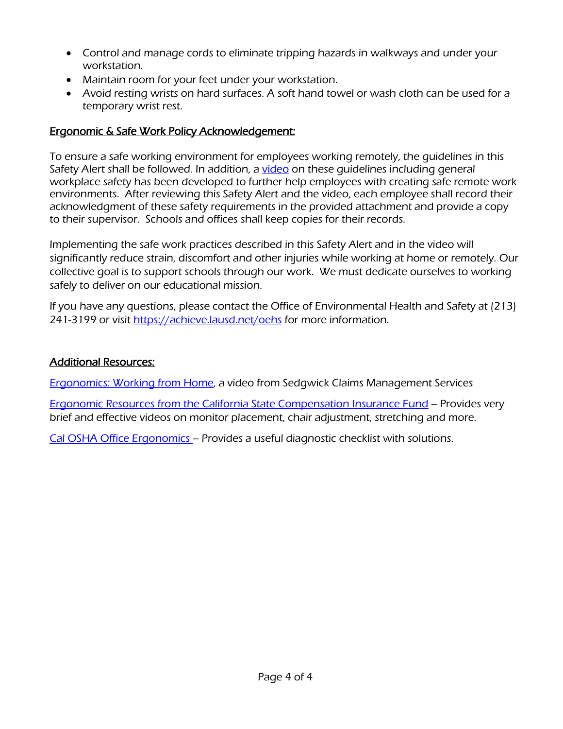- Control and manage cords to eliminate tripping hazards in walkways and under your workstation.
- Maintain room for your feet under your workstation.
- Avoid resting wrists on hard surfaces. A soft hand towel or wash cloth can be used for a temporary wrist rest.

## Ergonomic & Safe Work Policy Acknowledgement:

To ensure a safe working environment for employees working remotely, the guidelines in this Safety Alert shall be followed. In addition, a video on these guidelines including general workplace safety has been developed to further help employees with creating safe remote work environments. After reviewing this Safety Alert and the video, each employee shall record their acknowledgment of these safety requirements in the provided attachment and provide a copy to their supervisor. Schools and offices shall keep copies for their records.

Implementing the safe work practices described in this Safety Alert and in the video will significantly reduce strain, discomfort and other injuries while working at home or remotely. Our collective goal is to support schools through our work. We must dedicate ourselves to working safely to deliver on our educational mission.

If you have any questions, please contact the Office of Environmental Health and Safety at (213) 241-3199 or visit https://achieve.lausd.net/oehs for more information.

## Additional Resources:

Ergonomics: Working from Home, a video from Sedgwick Claims Management Services

Ergonomic Resources from the California State Compensation Insurance Fund – Provides very brief and effective videos on monitor placement, chair adjustment, stretching and more.

Cal OSHA Office Ergonomics – Provides a useful diagnostic checklist with solutions.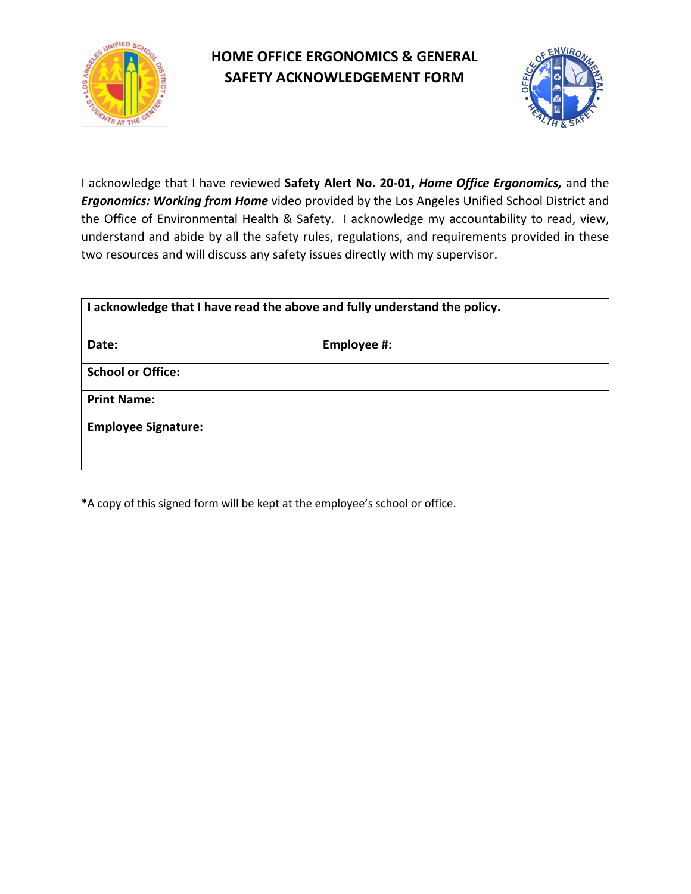# HOME OFFICE ERGONOMICS & GENERAL SAFETY ACKNOWLEDGEMENT FORM

I acknowledge that I have reviewed **Safety Alert No. 20-01,** ***Home Office Ergonomics,*** and the ***Ergonomics: Working from Home*** video provided by the Los Angeles Unified School District and the Office of Environmental Health & Safety. I acknowledge my accountability to read, view, understand and abide by all the safety rules, regulations, and requirements provided in these two resources and will discuss any safety issues directly with my supervisor.

| | |
|---|---|
| **I acknowledge that I have read the above and fully understand the policy.** | |
| **Date:** | **Employee #:** |
| **School or Office:** | |
| **Print Name:** | |
| **Employee Signature:** | |

*A copy of this signed form will be kept at the employee's school or office.